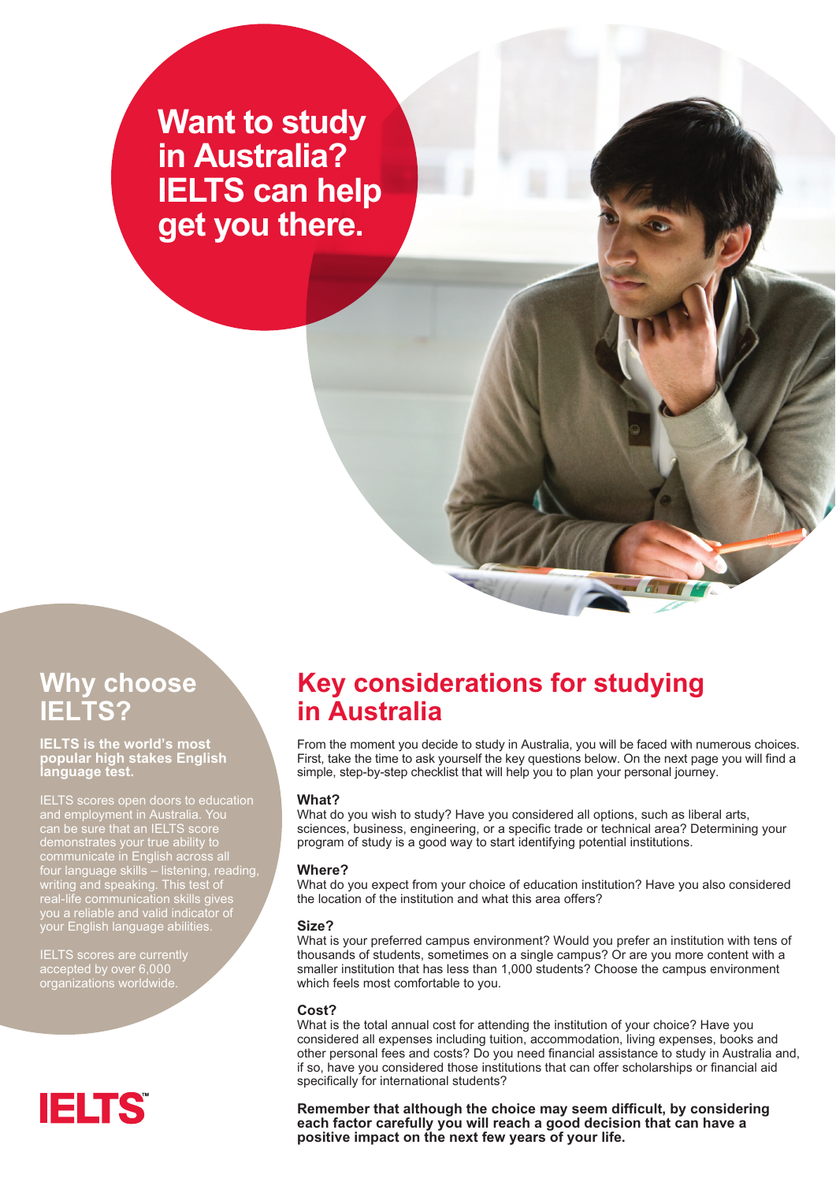# Want to study in Australia? IELTS can help get you there.

## Why choose IELTS?

**IELTS is the world's most popular high stakes English language test.**

IELTS scores open doors to education and employment in Australia. You can be sure that an IELTS score demonstrates your true ability to communicate in English across all four language skills – listening, reading, writing and speaking. This test of real-life communication skills gives you a reliable and valid indicator of your English language abilities.

IELTS scores are currently accepted by over 6,000 organizations worldwide.

IELTS™

## Key considerations for studying in Australia

From the moment you decide to study in Australia, you will be faced with numerous choices. First, take the time to ask yourself the key questions below. On the next page you will find a simple, step-by-step checklist that will help you to plan your personal journey.

### What?

What do you wish to study? Have you considered all options, such as liberal arts, sciences, business, engineering, or a specific trade or technical area? Determining your program of study is a good way to start identifying potential institutions.

### Where?

What do you expect from your choice of education institution? Have you also considered the location of the institution and what this area offers?

### Size?

What is your preferred campus environment? Would you prefer an institution with tens of thousands of students, sometimes on a single campus? Or are you more content with a smaller institution that has less than 1,000 students? Choose the campus environment which feels most comfortable to you.

### Cost?

What is the total annual cost for attending the institution of your choice? Have you considered all expenses including tuition, accommodation, living expenses, books and other personal fees and costs? Do you need financial assistance to study in Australia and, if so, have you considered those institutions that can offer scholarships or financial aid specifically for international students?

**Remember that although the choice may seem difficult, by considering each factor carefully you will reach a good decision that can have a positive impact on the next few years of your life.**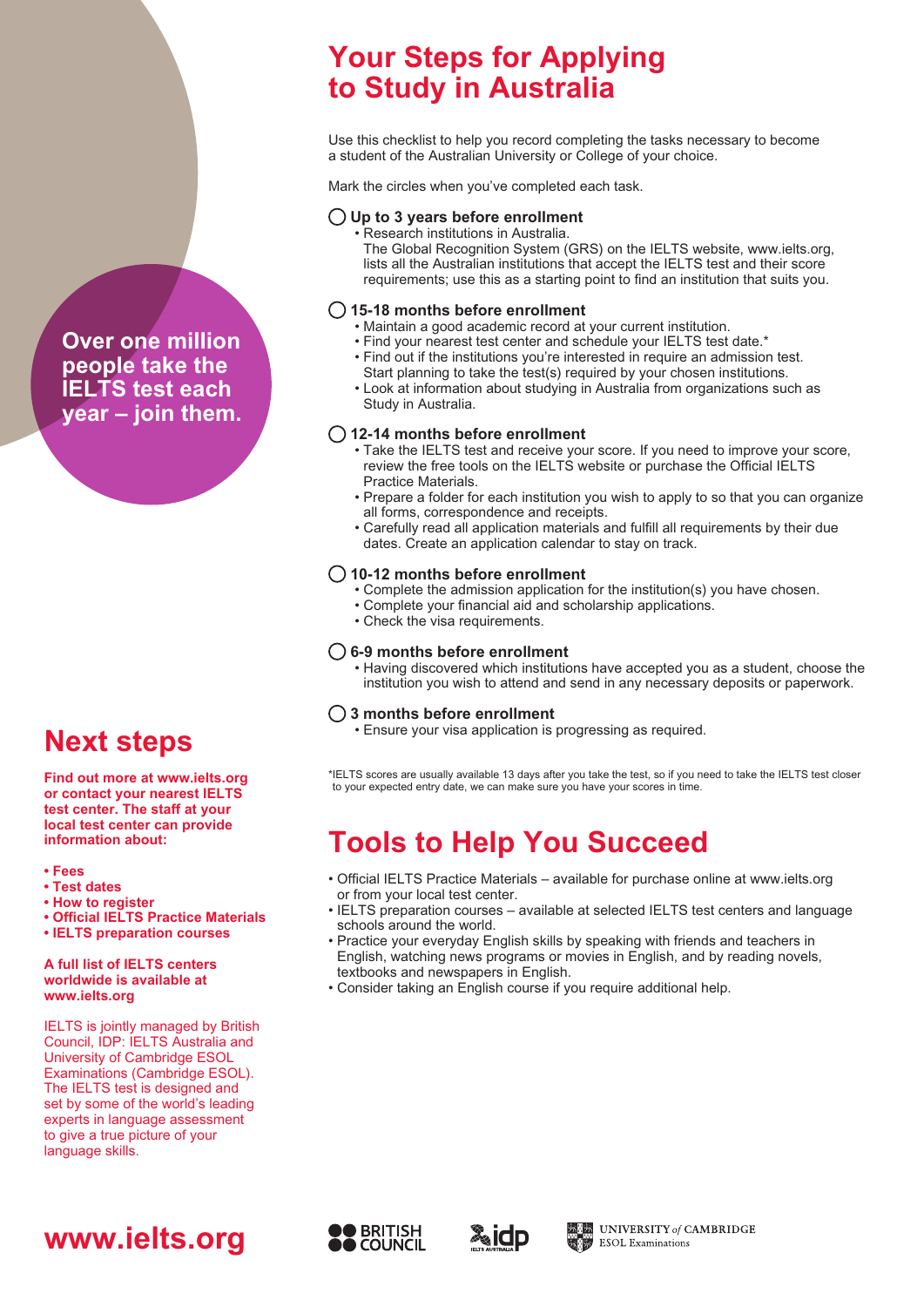Over one million people take the IELTS test each year – join them.

# Your Steps for Applying to Study in Australia

Use this checklist to help you record completing the tasks necessary to become a student of the Australian University or College of your choice.

Mark the circles when you've completed each task.

### ◯ Up to 3 years before enrollment

- Research institutions in Australia.
  The Global Recognition System (GRS) on the IELTS website, www.ielts.org, lists all the Australian institutions that accept the IELTS test and their score requirements; use this as a starting point to find an institution that suits you.

### ◯ 15-18 months before enrollment

- Maintain a good academic record at your current institution.
- Find your nearest test center and schedule your IELTS test date.*
- Find out if the institutions you're interested in require an admission test. Start planning to take the test(s) required by your chosen institutions.
- Look at information about studying in Australia from organizations such as Study in Australia.

### ◯ 12-14 months before enrollment

- Take the IELTS test and receive your score. If you need to improve your score, review the free tools on the IELTS website or purchase the Official IELTS Practice Materials.
- Prepare a folder for each institution you wish to apply to so that you can organize all forms, correspondence and receipts.
- Carefully read all application materials and fulfill all requirements by their due dates. Create an application calendar to stay on track.

### ◯ 10-12 months before enrollment

- Complete the admission application for the institution(s) you have chosen.
- Complete your financial aid and scholarship applications.
- Check the visa requirements.

### ◯ 6-9 months before enrollment

- Having discovered which institutions have accepted you as a student, choose the institution you wish to attend and send in any necessary deposits or paperwork.

### ◯ 3 months before enrollment

- Ensure your visa application is progressing as required.

*IELTS scores are usually available 13 days after you take the test, so if you need to take the IELTS test closer to your expected entry date, we can make sure you have your scores in time.

# Tools to Help You Succeed

- Official IELTS Practice Materials – available for purchase online at www.ielts.org or from your local test center.
- IELTS preparation courses – available at selected IELTS test centers and language schools around the world.
- Practice your everyday English skills by speaking with friends and teachers in English, watching news programs or movies in English, and by reading novels, textbooks and newspapers in English.
- Consider taking an English course if you require additional help.

# Next steps

**Find out more at www.ielts.org or contact your nearest IELTS test center. The staff at your local test center can provide information about:**

- **Fees**
- **Test dates**
- **How to register**
- **Official IELTS Practice Materials**
- **IELTS preparation courses**

**A full list of IELTS centers worldwide is available at www.ielts.org**

IELTS is jointly managed by British Council, IDP: IELTS Australia and University of Cambridge ESOL Examinations (Cambridge ESOL). The IELTS test is designed and set by some of the world's leading experts in language assessment to give a true picture of your language skills.

**www.ielts.org**

BRITISH COUNCIL | idp IELTS AUSTRALIA | UNIVERSITY of CAMBRIDGE ESOL Examinations